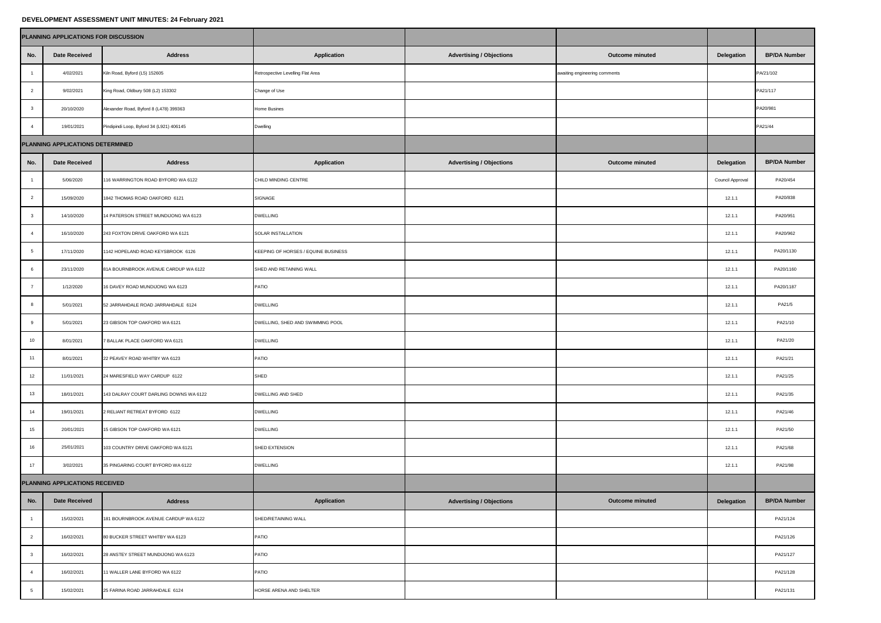**DEVELOPMENT ASSESSMENT UNIT MINUTES: 24 February 2021**

| No. | Date Received | Address | Application | Advertising / Objections | Outcome minuted | Delegation | BP/DA Number |
|---|---|---|---|---|---|---|---|
| **PLANNING APPLICATIONS FOR DISCUSSION** | | | | | | | |
| 1 | 4/02/2021 | Kiln Road, Byford (L5) 152605 | Retrospective Levelling Flat Area | | awaiting engineering comments | | PA/21/102 |
| 2 | 9/02/2021 | King Road, Oldbury 508 (L2) 153302 | Change of Use | | | | PA21/117 |
| 3 | 20/10/2020 | Alexander Road, Byford 8 (L478) 399363 | Home Busines | | | | PA20/981 |
| 4 | 19/01/2021 | Pindipindi Loop, Byford 34 (L921) 406145 | Dwelling | | | | PA21/44 |
| **PLANNING APPLICATIONS DETERMINED** | | | | | | | |
| 1 | 5/06/2020 | 116 WARRINGTON ROAD BYFORD WA 6122 | CHILD MINDING CENTRE | | | Council Approval | PA20/454 |
| 2 | 15/09/2020 | 1842 THOMAS ROAD OAKFORD 6121 | SIGNAGE | | | 12.1.1 | PA20/838 |
| 3 | 14/10/2020 | 14 PATERSON STREET MUNDIJONG WA 6123 | DWELLING | | | 12.1.1 | PA20/951 |
| 4 | 16/10/2020 | 243 FOXTON DRIVE OAKFORD WA 6121 | SOLAR INSTALLATION | | | 12.1.1 | PA20/962 |
| 5 | 17/11/2020 | 1142 HOPELAND ROAD KEYSBROOK 6126 | KEEPING OF HORSES / EQUINE BUSINESS | | | 12.1.1 | PA20/1130 |
| 6 | 23/11/2020 | 81A BOURNBROOK AVENUE CARDUP WA 6122 | SHED AND RETAINING WALL | | | 12.1.1 | PA20/1160 |
| 7 | 1/12/2020 | 16 DAVEY ROAD MUNDIJONG WA 6123 | PATIO | | | 12.1.1 | PA20/1187 |
| 8 | 5/01/2021 | 52 JARRAHDALE ROAD JARRAHDALE 6124 | DWELLING | | | 12.1.1 | PA21/5 |
| 9 | 5/01/2021 | 23 GIBSON TOP OAKFORD WA 6121 | DWELLING, SHED AND SWIMMING POOL | | | 12.1.1 | PA21/10 |
| 10 | 8/01/2021 | 7 BALLAK PLACE OAKFORD WA 6121 | DWELLING | | | 12.1.1 | PA21/20 |
| 11 | 8/01/2021 | 22 PEAVEY ROAD WHITBY WA 6123 | PATIO | | | 12.1.1 | PA21/21 |
| 12 | 11/01/2021 | 24 MARESFIELD WAY CARDUP 6122 | SHED | | | 12.1.1 | PA21/25 |
| 13 | 18/01/2021 | 143 DALRAY COURT DARLING DOWNS WA 6122 | DWELLING AND SHED | | | 12.1.1 | PA21/35 |
| 14 | 19/01/2021 | 2 RELIANT RETREAT BYFORD 6122 | DWELLING | | | 12.1.1 | PA21/46 |
| 15 | 20/01/2021 | 15 GIBSON TOP OAKFORD WA 6121 | DWELLING | | | 12.1.1 | PA21/50 |
| 16 | 25/01/2021 | 103 COUNTRY DRIVE OAKFORD WA 6121 | SHED EXTENSION | | | 12.1.1 | PA21/68 |
| 17 | 3/02/2021 | 35 PINGARING COURT BYFORD WA 6122 | DWELLING | | | 12.1.1 | PA21/98 |
| **PLANNING APPLICATIONS RECEIVED** | | | | | | | |
| 1 | 15/02/2021 | 181 BOURNBROOK AVENUE CARDUP WA 6122 | SHED/RETAINING WALL | | | | PA21/124 |
| 2 | 16/02/2021 | 80 BUCKER STREET WHITBY WA 6123 | PATIO | | | | PA21/126 |
| 3 | 16/02/2021 | 28 ANSTEY STREET MUNDIJONG WA 6123 | PATIO | | | | PA21/127 |
| 4 | 16/02/2021 | 11 WALLER LANE BYFORD WA 6122 | PATIO | | | | PA21/128 |
| 5 | 15/02/2021 | 25 FARINA ROAD JARRAHDALE 6124 | HORSE ARENA AND SHELTER | | | | PA21/131 |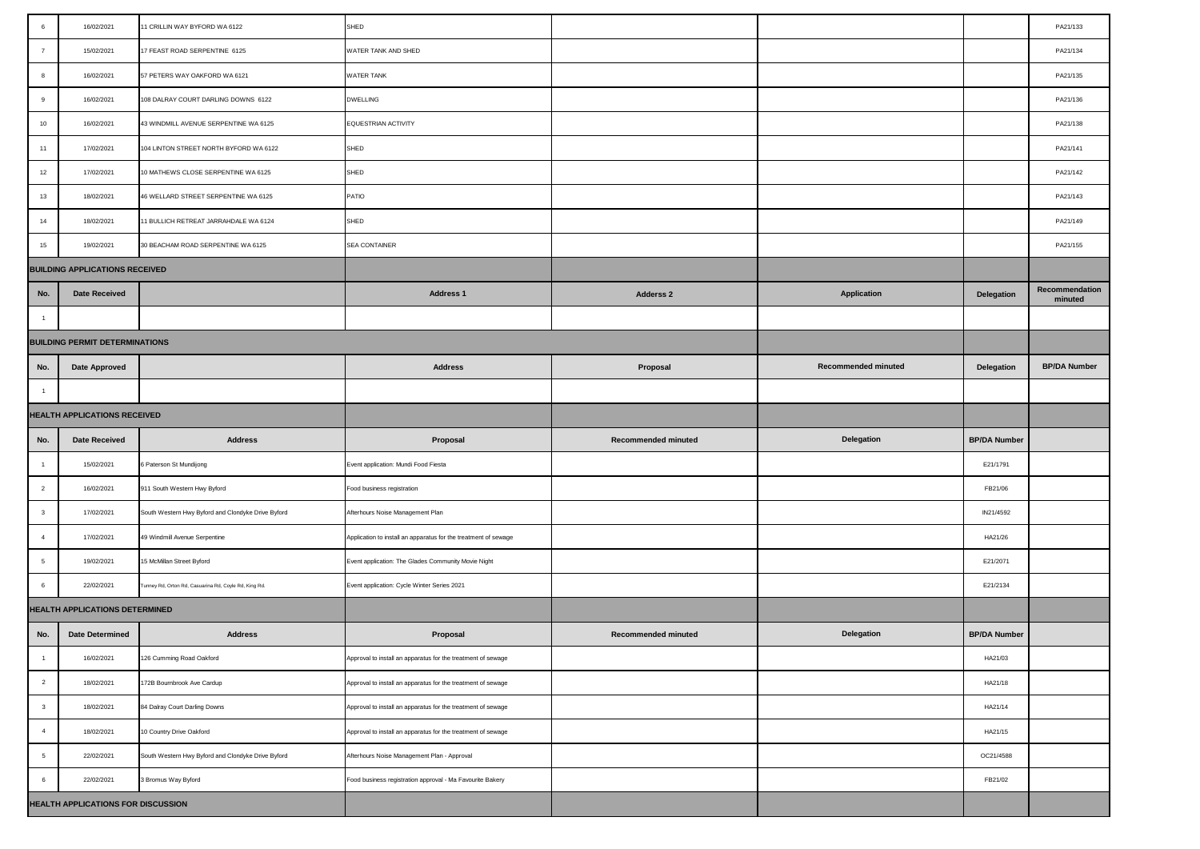| | | | | | | | |
|---|---|---|---|---|---|---|---|
| 6 | 16/02/2021 | 11 CRILLIN WAY BYFORD WA 6122 | SHED | | | | PA21/133 |
| 7 | 15/02/2021 | 17 FEAST ROAD SERPENTINE 6125 | WATER TANK AND SHED | | | | PA21/134 |
| 8 | 16/02/2021 | 57 PETERS WAY OAKFORD WA 6121 | WATER TANK | | | | PA21/135 |
| 9 | 16/02/2021 | 108 DALRAY COURT DARLING DOWNS 6122 | DWELLING | | | | PA21/136 |
| 10 | 16/02/2021 | 43 WINDMILL AVENUE SERPENTINE WA 6125 | EQUESTRIAN ACTIVITY | | | | PA21/138 |
| 11 | 17/02/2021 | 104 LINTON STREET NORTH BYFORD WA 6122 | SHED | | | | PA21/141 |
| 12 | 17/02/2021 | 10 MATHEWS CLOSE SERPENTINE WA 6125 | SHED | | | | PA21/142 |
| 13 | 18/02/2021 | 46 WELLARD STREET SERPENTINE WA 6125 | PATIO | | | | PA21/143 |
| 14 | 18/02/2021 | 11 BULLICH RETREAT JARRAHDALE WA 6124 | SHED | | | | PA21/149 |
| 15 | 19/02/2021 | 30 BEACHAM ROAD SERPENTINE WA 6125 | SEA CONTAINER | | | | PA21/155 |
| **BUILDING APPLICATIONS RECEIVED** | | | | | | | |
| **No.** | **Date Received** | | **Address 1** | **Adderss 2** | **Application** | **Delegation** | **Recommendation minuted** |
| 1 | | | | | | | |
| **BUILDING PERMIT DETERMINATIONS** | | | | | | | |
| **No.** | **Date Approved** | | **Address** | **Proposal** | **Recommended minuted** | **Delegation** | **BP/DA Number** |
| 1 | | | | | | | |
| **HEALTH APPLICATIONS RECEIVED** | | | | | | | |
| **No.** | **Date Received** | **Address** | **Proposal** | **Recommended minuted** | **Delegation** | **BP/DA Number** | |
| 1 | 15/02/2021 | 6 Paterson St Mundijong | Event application: Mundi Food Fiesta | | | E21/1791 | |
| 2 | 16/02/2021 | 911 South Western Hwy Byford | Food business registration | | | FB21/06 | |
| 3 | 17/02/2021 | South Western Hwy Byford and Clondyke Drive Byford | Afterhours Noise Management Plan | | | IN21/4592 | |
| 4 | 17/02/2021 | 49 Windmill Avenue Serpentine | Application to install an apparatus for the treatment of sewage | | | HA21/26 | |
| 5 | 19/02/2021 | 15 McMillan Street Byford | Event application: The Glades Community Movie Night | | | E21/2071 | |
| 6 | 22/02/2021 | Tunney Rd, Orton Rd, Casuarina Rd, Coyle Rd, King Rd. | Event application: Cycle Winter Series 2021 | | | E21/2134 | |
| **HEALTH APPLICATIONS DETERMINED** | | | | | | | |
| **No.** | **Date Determined** | **Address** | **Proposal** | **Recommended minuted** | **Delegation** | **BP/DA Number** | |
| 1 | 16/02/2021 | 126 Cumming Road Oakford | Approval to install an apparatus for the treatment of sewage | | | HA21/03 | |
| 2 | 18/02/2021 | 172B Bournbrook Ave Cardup | Approval to install an apparatus for the treatment of sewage | | | HA21/18 | |
| 3 | 18/02/2021 | 84 Dalray Court Darling Downs | Approval to install an apparatus for the treatment of sewage | | | HA21/14 | |
| 4 | 18/02/2021 | 10 Country Drive Oakford | Approval to install an apparatus for the treatment of sewage | | | HA21/15 | |
| 5 | 22/02/2021 | South Western Hwy Byford and Clondyke Drive Byford | Afterhours Noise Management Plan - Approval | | | OC21/4588 | |
| 6 | 22/02/2021 | 3 Bromus Way Byford | Food business registration approval - Ma Favourite Bakery | | | FB21/02 | |
| **HEALTH APPLICATIONS FOR DISCUSSION** | | | | | | | |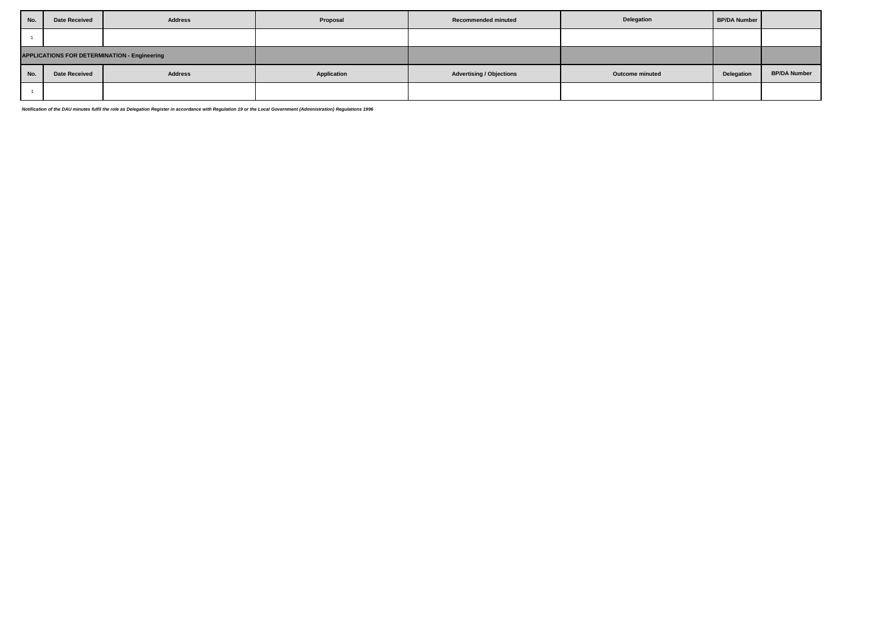| No. | Date Received | Address | Proposal | Recommended minuted | Delegation | BP/DA Number | |
|---|---|---|---|---|---|---|---|
| 1 | | | | | | | |
| **APPLICATIONS FOR DETERMINATION - Engineering** | | | | | | | |
| **No.** | **Date Received** | **Address** | **Application** | **Advertising / Objections** | **Outcome minuted** | **Delegation** | **BP/DA Number** |
| 1 | | | | | | | |

***Notification of the DAU minutes fulfil the role as Delegation Register in accordance with Regulation 19 or the Local Government (Administration) Regulations 1996***